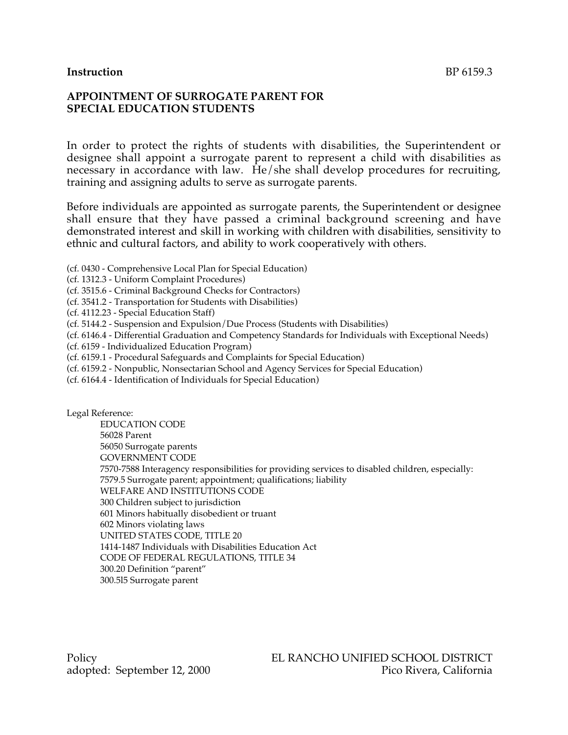**Instruction** BP 6159.3

# APPOINTMENT OF SURROGATE PARENT FOR SPECIAL EDUCATION STUDENTS

In order to protect the rights of students with disabilities, the Superintendent or designee shall appoint a surrogate parent to represent a child with disabilities as necessary in accordance with law. He/she shall develop procedures for recruiting, training and assigning adults to serve as surrogate parents.

Before individuals are appointed as surrogate parents, the Superintendent or designee shall ensure that they have passed a criminal background screening and have demonstrated interest and skill in working with children with disabilities, sensitivity to ethnic and cultural factors, and ability to work cooperatively with others.

(cf. 0430 - Comprehensive Local Plan for Special Education)
(cf. 1312.3 - Uniform Complaint Procedures)
(cf. 3515.6 - Criminal Background Checks for Contractors)
(cf. 3541.2 - Transportation for Students with Disabilities)
(cf. 4112.23 - Special Education Staff)
(cf. 5144.2 - Suspension and Expulsion/Due Process (Students with Disabilities)
(cf. 6146.4 - Differential Graduation and Competency Standards for Individuals with Exceptional Needs)
(cf. 6159 - Individualized Education Program)
(cf. 6159.1 - Procedural Safeguards and Complaints for Special Education)
(cf. 6159.2 - Nonpublic, Nonsectarian School and Agency Services for Special Education)
(cf. 6164.4 - Identification of Individuals for Special Education)

Legal Reference:

EDUCATION CODE
56028 Parent
56050 Surrogate parents
GOVERNMENT CODE
7570-7588 Interagency responsibilities for providing services to disabled children, especially:
7579.5 Surrogate parent; appointment; qualifications; liability
WELFARE AND INSTITUTIONS CODE
300 Children subject to jurisdiction
601 Minors habitually disobedient or truant
602 Minors violating laws
UNITED STATES CODE, TITLE 20
1414-1487 Individuals with Disabilities Education Act
CODE OF FEDERAL REGULATIONS, TITLE 34
300.20 Definition "parent"
300.5l5 Surrogate parent

Policy
adopted: September 12, 2000

EL RANCHO UNIFIED SCHOOL DISTRICT
Pico Rivera, California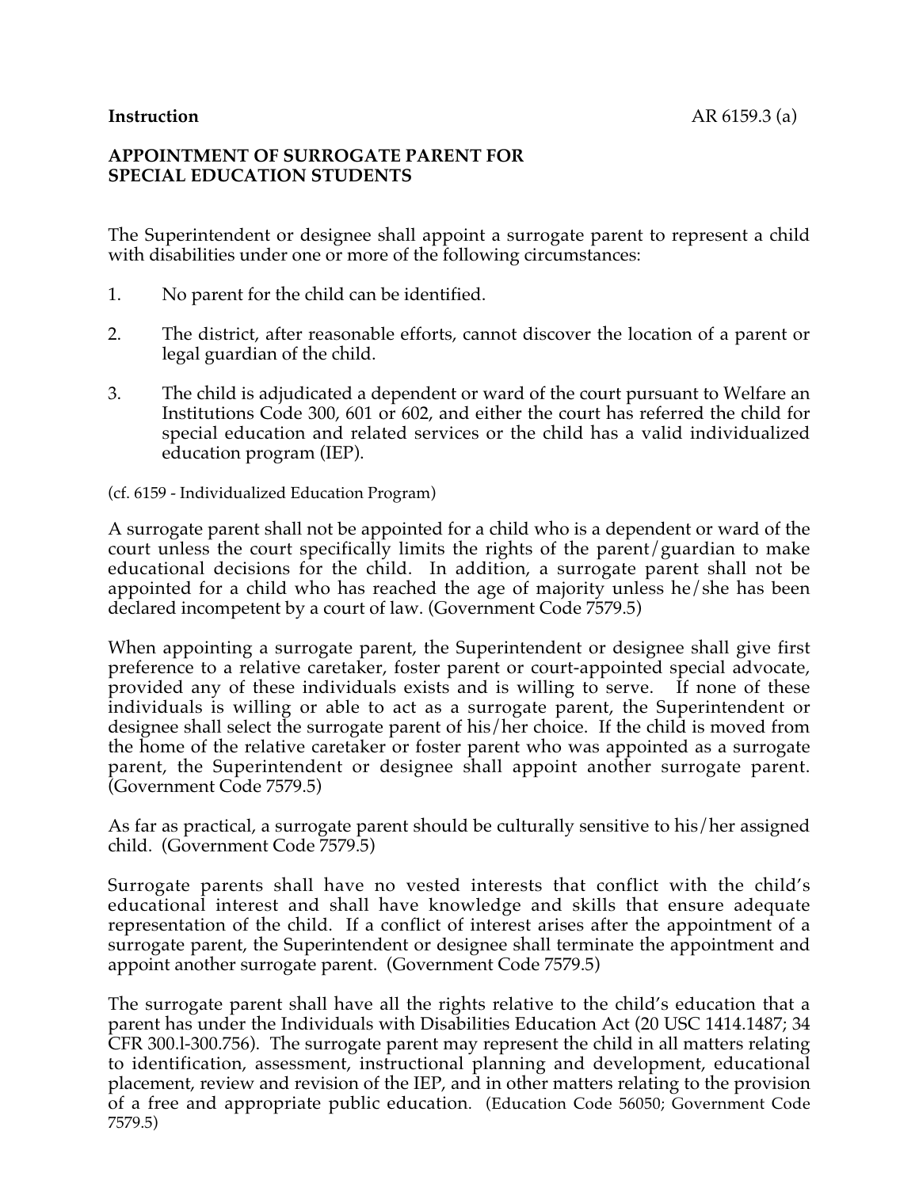**Instruction** AR 6159.3 (a)

**APPOINTMENT OF SURROGATE PARENT FOR SPECIAL EDUCATION STUDENTS**

The Superintendent or designee shall appoint a surrogate parent to represent a child with disabilities under one or more of the following circumstances:

1. No parent for the child can be identified.

2. The district, after reasonable efforts, cannot discover the location of a parent or legal guardian of the child.

3. The child is adjudicated a dependent or ward of the court pursuant to Welfare an Institutions Code 300, 601 or 602, and either the court has referred the child for special education and related services or the child has a valid individualized education program (IEP).

(cf. 6159 - Individualized Education Program)

A surrogate parent shall not be appointed for a child who is a dependent or ward of the court unless the court specifically limits the rights of the parent/guardian to make educational decisions for the child. In addition, a surrogate parent shall not be appointed for a child who has reached the age of majority unless he/she has been declared incompetent by a court of law. (Government Code 7579.5)

When appointing a surrogate parent, the Superintendent or designee shall give first preference to a relative caretaker, foster parent or court-appointed special advocate, provided any of these individuals exists and is willing to serve. If none of these individuals is willing or able to act as a surrogate parent, the Superintendent or designee shall select the surrogate parent of his/her choice. If the child is moved from the home of the relative caretaker or foster parent who was appointed as a surrogate parent, the Superintendent or designee shall appoint another surrogate parent. (Government Code 7579.5)

As far as practical, a surrogate parent should be culturally sensitive to his/her assigned child. (Government Code 7579.5)

Surrogate parents shall have no vested interests that conflict with the child's educational interest and shall have knowledge and skills that ensure adequate representation of the child. If a conflict of interest arises after the appointment of a surrogate parent, the Superintendent or designee shall terminate the appointment and appoint another surrogate parent. (Government Code 7579.5)

The surrogate parent shall have all the rights relative to the child's education that a parent has under the Individuals with Disabilities Education Act (20 USC 1414.1487; 34 CFR 300.l-300.756). The surrogate parent may represent the child in all matters relating to identification, assessment, instructional planning and development, educational placement, review and revision of the IEP, and in other matters relating to the provision of a free and appropriate public education. (Education Code 56050; Government Code 7579.5)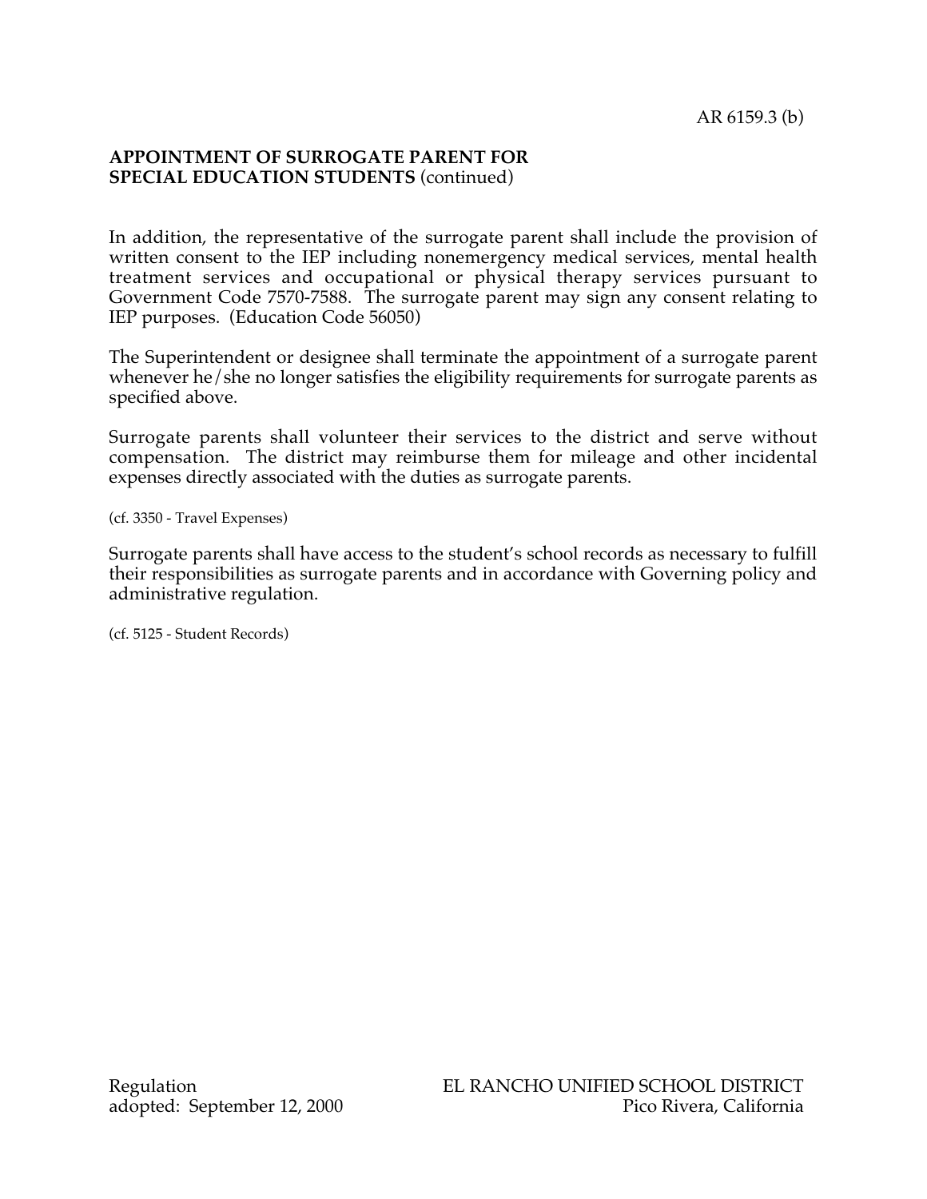**APPOINTMENT OF SURROGATE PARENT FOR SPECIAL EDUCATION STUDENTS** (continued)

In addition, the representative of the surrogate parent shall include the provision of written consent to the IEP including nonemergency medical services, mental health treatment services and occupational or physical therapy services pursuant to Government Code 7570-7588. The surrogate parent may sign any consent relating to IEP purposes. (Education Code 56050)

The Superintendent or designee shall terminate the appointment of a surrogate parent whenever he/she no longer satisfies the eligibility requirements for surrogate parents as specified above.

Surrogate parents shall volunteer their services to the district and serve without compensation. The district may reimburse them for mileage and other incidental expenses directly associated with the duties as surrogate parents.

(cf. 3350 - Travel Expenses)

Surrogate parents shall have access to the student's school records as necessary to fulfill their responsibilities as surrogate parents and in accordance with Governing policy and administrative regulation.

(cf. 5125 - Student Records)

Regulation
adopted: September 12, 2000

EL RANCHO UNIFIED SCHOOL DISTRICT
Pico Rivera, California